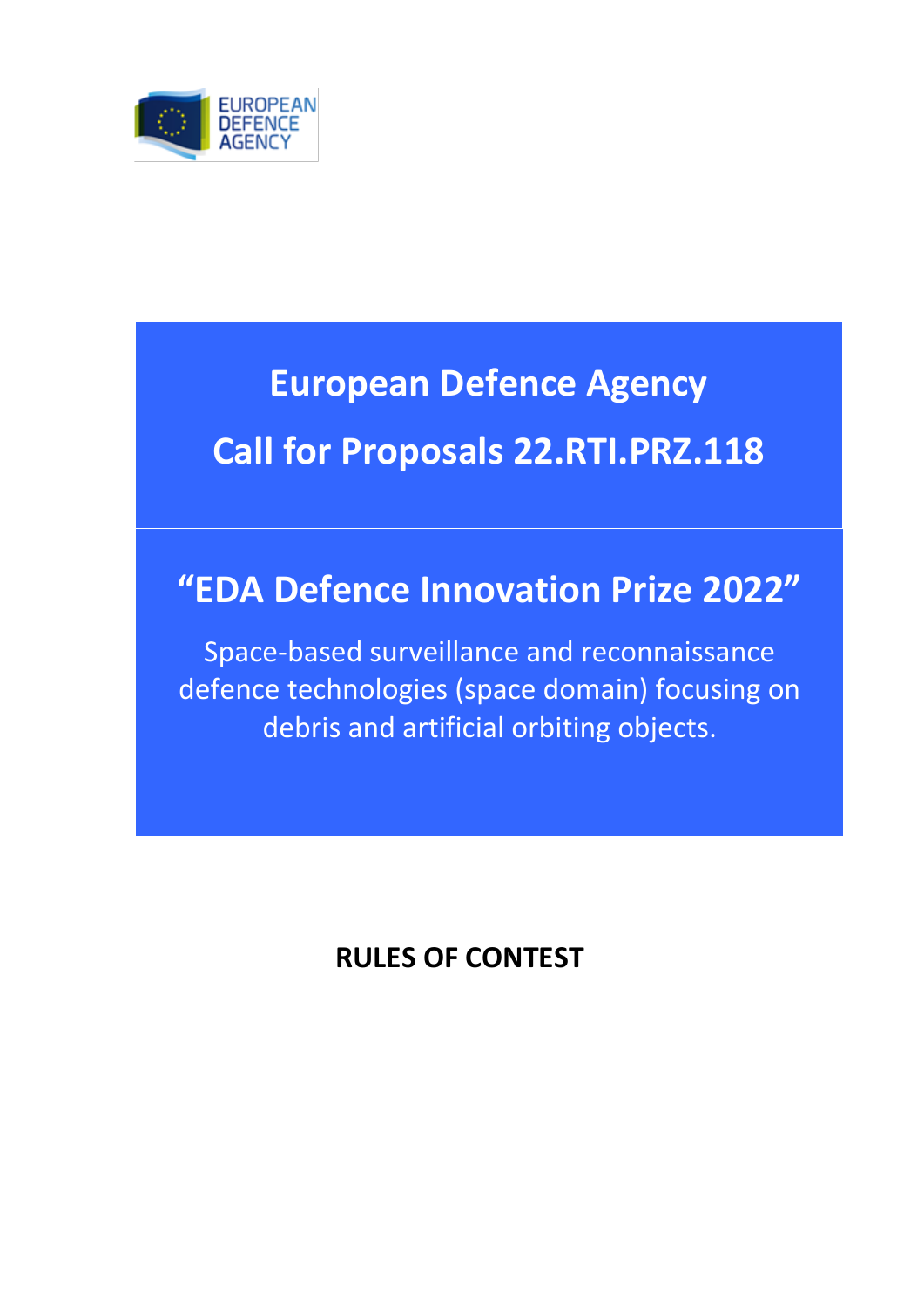EUROPEAN DEFENCE AGENCY

# European Defence Agency

# Call for Proposals 22.RTI.PRZ.118

## "EDA Defence Innovation Prize 2022"

Space-based surveillance and reconnaissance defence technologies (space domain) focusing on debris and artificial orbiting objects.

**RULES OF CONTEST**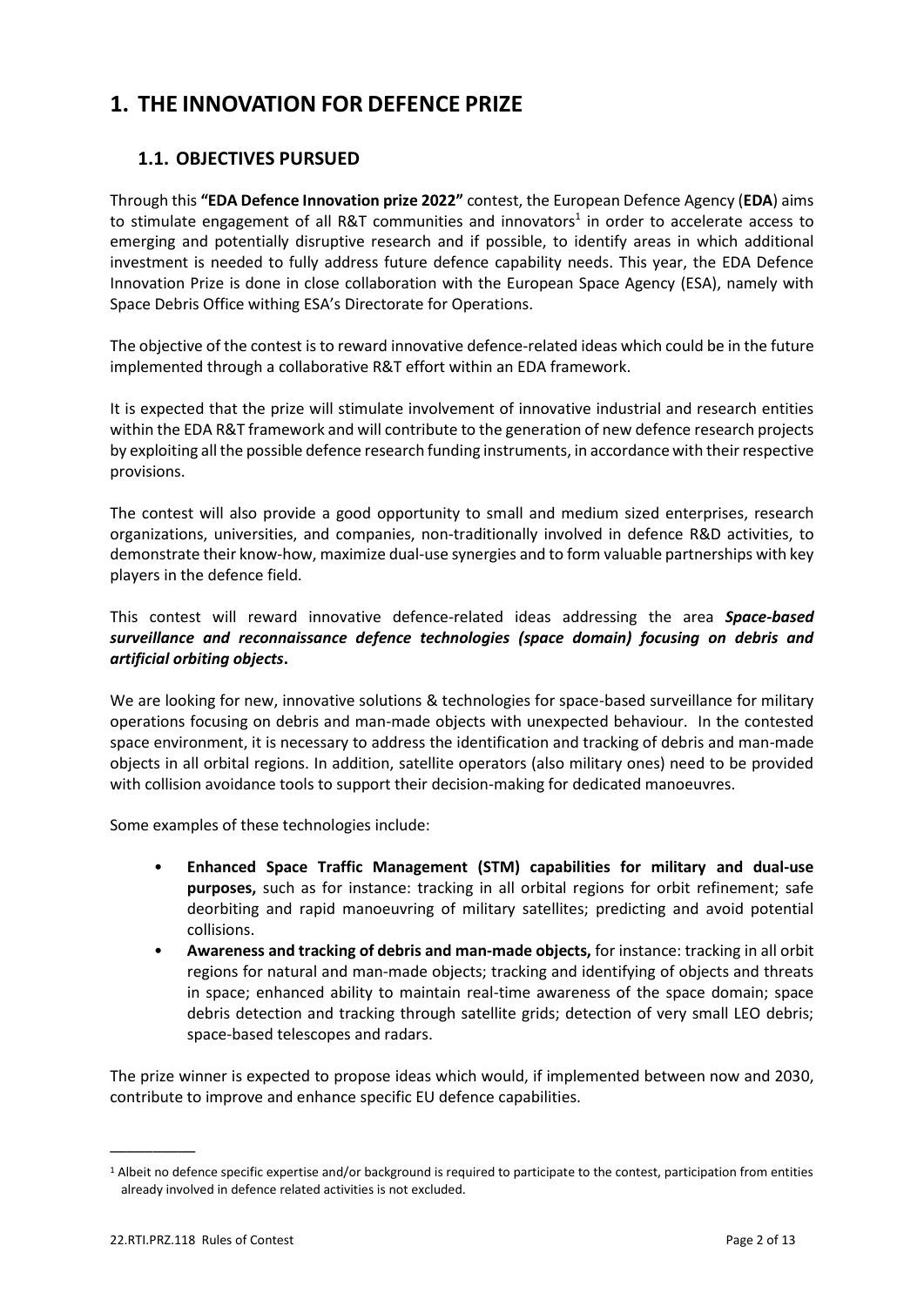# 1. THE INNOVATION FOR DEFENCE PRIZE

## 1.1. OBJECTIVES PURSUED

Through this **"EDA Defence Innovation prize 2022"** contest, the European Defence Agency (**EDA**) aims to stimulate engagement of all R&T communities and innovators[1] in order to accelerate access to emerging and potentially disruptive research and if possible, to identify areas in which additional investment is needed to fully address future defence capability needs. This year, the EDA Defence Innovation Prize is done in close collaboration with the European Space Agency (ESA), namely with Space Debris Office withing ESA's Directorate for Operations.

The objective of the contest is to reward innovative defence-related ideas which could be in the future implemented through a collaborative R&T effort within an EDA framework.

It is expected that the prize will stimulate involvement of innovative industrial and research entities within the EDA R&T framework and will contribute to the generation of new defence research projects by exploiting all the possible defence research funding instruments, in accordance with their respective provisions.

The contest will also provide a good opportunity to small and medium sized enterprises, research organizations, universities, and companies, non-traditionally involved in defence R&D activities, to demonstrate their know-how, maximize dual-use synergies and to form valuable partnerships with key players in the defence field.

This contest will reward innovative defence-related ideas addressing the area ***Space-based surveillance and reconnaissance defence technologies (space domain) focusing on debris and artificial orbiting objects*****.**

We are looking for new, innovative solutions & technologies for space-based surveillance for military operations focusing on debris and man-made objects with unexpected behaviour. In the contested space environment, it is necessary to address the identification and tracking of debris and man-made objects in all orbital regions. In addition, satellite operators (also military ones) need to be provided with collision avoidance tools to support their decision-making for dedicated manoeuvres.

Some examples of these technologies include:

- **Enhanced Space Traffic Management (STM) capabilities for military and dual-use purposes,** such as for instance: tracking in all orbital regions for orbit refinement; safe deorbiting and rapid manoeuvring of military satellites; predicting and avoid potential collisions.
- **Awareness and tracking of debris and man-made objects,** for instance: tracking in all orbit regions for natural and man-made objects; tracking and identifying of objects and threats in space; enhanced ability to maintain real-time awareness of the space domain; space debris detection and tracking through satellite grids; detection of very small LEO debris; space-based telescopes and radars.

The prize winner is expected to propose ideas which would, if implemented between now and 2030, contribute to improve and enhance specific EU defence capabilities.

---

[1] Albeit no defence specific expertise and/or background is required to participate to the contest, participation from entities already involved in defence related activities is not excluded.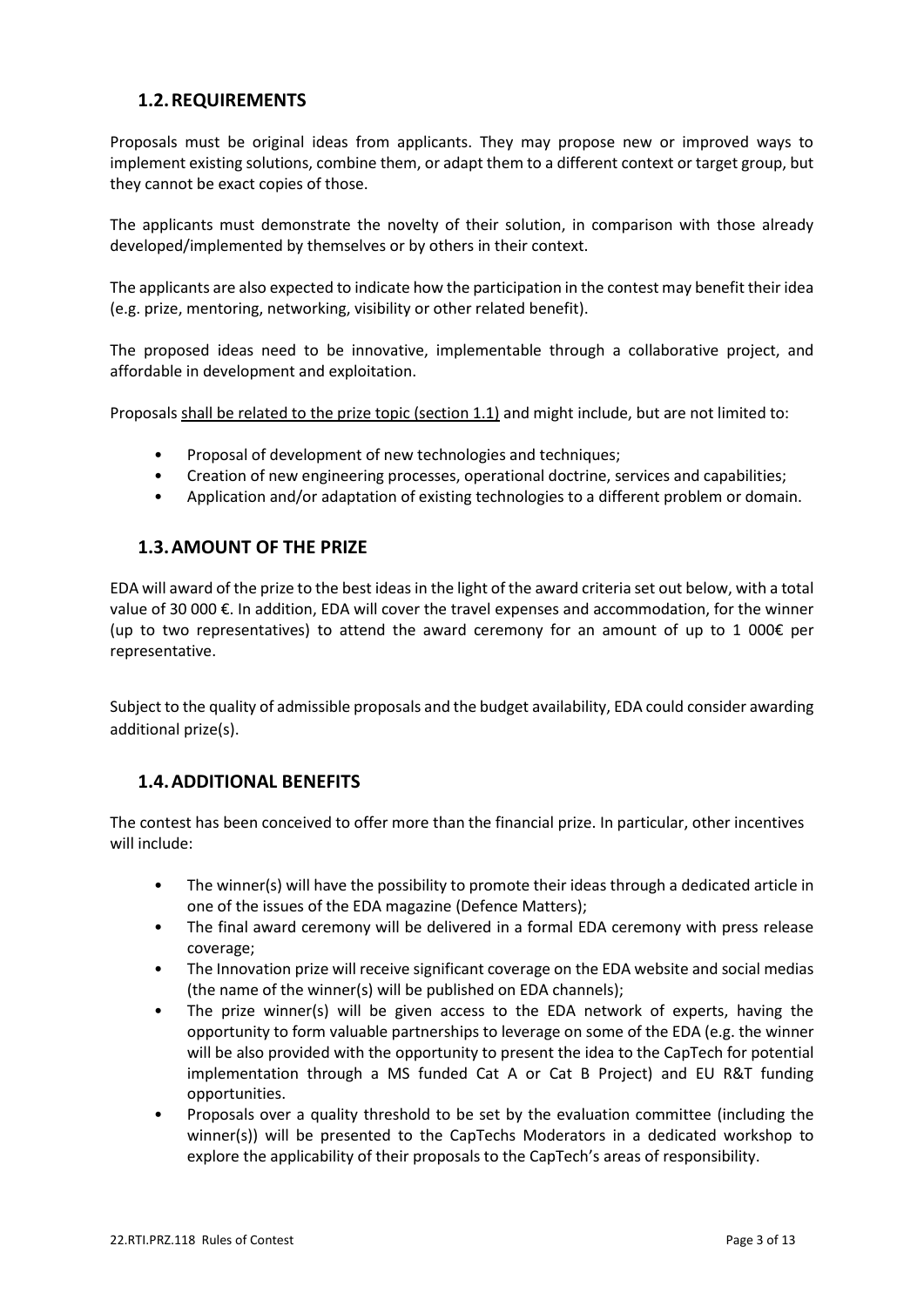## 1.2. REQUIREMENTS

Proposals must be original ideas from applicants. They may propose new or improved ways to implement existing solutions, combine them, or adapt them to a different context or target group, but they cannot be exact copies of those.

The applicants must demonstrate the novelty of their solution, in comparison with those already developed/implemented by themselves or by others in their context.

The applicants are also expected to indicate how the participation in the contest may benefit their idea (e.g. prize, mentoring, networking, visibility or other related benefit).

The proposed ideas need to be innovative, implementable through a collaborative project, and affordable in development and exploitation.

Proposals shall be related to the prize topic (section 1.1) and might include, but are not limited to:

- Proposal of development of new technologies and techniques;
- Creation of new engineering processes, operational doctrine, services and capabilities;
- Application and/or adaptation of existing technologies to a different problem or domain.

## 1.3. AMOUNT OF THE PRIZE

EDA will award of the prize to the best ideas in the light of the award criteria set out below, with a total value of 30 000 €. In addition, EDA will cover the travel expenses and accommodation, for the winner (up to two representatives) to attend the award ceremony for an amount of up to 1 000€ per representative.

Subject to the quality of admissible proposals and the budget availability, EDA could consider awarding additional prize(s).

## 1.4. ADDITIONAL BENEFITS

The contest has been conceived to offer more than the financial prize. In particular, other incentives will include:

- The winner(s) will have the possibility to promote their ideas through a dedicated article in one of the issues of the EDA magazine (Defence Matters);
- The final award ceremony will be delivered in a formal EDA ceremony with press release coverage;
- The Innovation prize will receive significant coverage on the EDA website and social medias (the name of the winner(s) will be published on EDA channels);
- The prize winner(s) will be given access to the EDA network of experts, having the opportunity to form valuable partnerships to leverage on some of the EDA (e.g. the winner will be also provided with the opportunity to present the idea to the CapTech for potential implementation through a MS funded Cat A or Cat B Project) and EU R&T funding opportunities.
- Proposals over a quality threshold to be set by the evaluation committee (including the winner(s)) will be presented to the CapTechs Moderators in a dedicated workshop to explore the applicability of their proposals to the CapTech's areas of responsibility.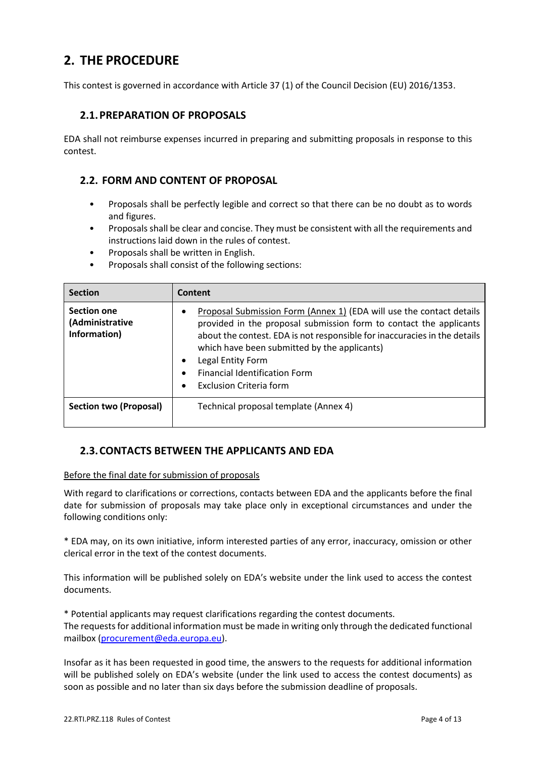## 2. THE PROCEDURE

This contest is governed in accordance with Article 37 (1) of the Council Decision (EU) 2016/1353.

### 2.1. PREPARATION OF PROPOSALS

EDA shall not reimburse expenses incurred in preparing and submitting proposals in response to this contest.

### 2.2. FORM AND CONTENT OF PROPOSAL

- Proposals shall be perfectly legible and correct so that there can be no doubt as to words and figures.
- Proposals shall be clear and concise. They must be consistent with all the requirements and instructions laid down in the rules of contest.
- Proposals shall be written in English.
- Proposals shall consist of the following sections:

| Section | Content |
|---|---|
| **Section one (Administrative Information)** | • Proposal Submission Form (Annex 1) (EDA will use the contact details provided in the proposal submission form to contact the applicants about the contest. EDA is not responsible for inaccuracies in the details which have been submitted by the applicants)<br>• Legal Entity Form<br>• Financial Identification Form<br>• Exclusion Criteria form |
| **Section two (Proposal)** | Technical proposal template (Annex 4) |

### 2.3. CONTACTS BETWEEN THE APPLICANTS AND EDA

Before the final date for submission of proposals

With regard to clarifications or corrections, contacts between EDA and the applicants before the final date for submission of proposals may take place only in exceptional circumstances and under the following conditions only:

* EDA may, on its own initiative, inform interested parties of any error, inaccuracy, omission or other clerical error in the text of the contest documents.

This information will be published solely on EDA's website under the link used to access the contest documents.

* Potential applicants may request clarifications regarding the contest documents.
The requests for additional information must be made in writing only through the dedicated functional mailbox (procurement@eda.europa.eu).

Insofar as it has been requested in good time, the answers to the requests for additional information will be published solely on EDA's website (under the link used to access the contest documents) as soon as possible and no later than six days before the submission deadline of proposals.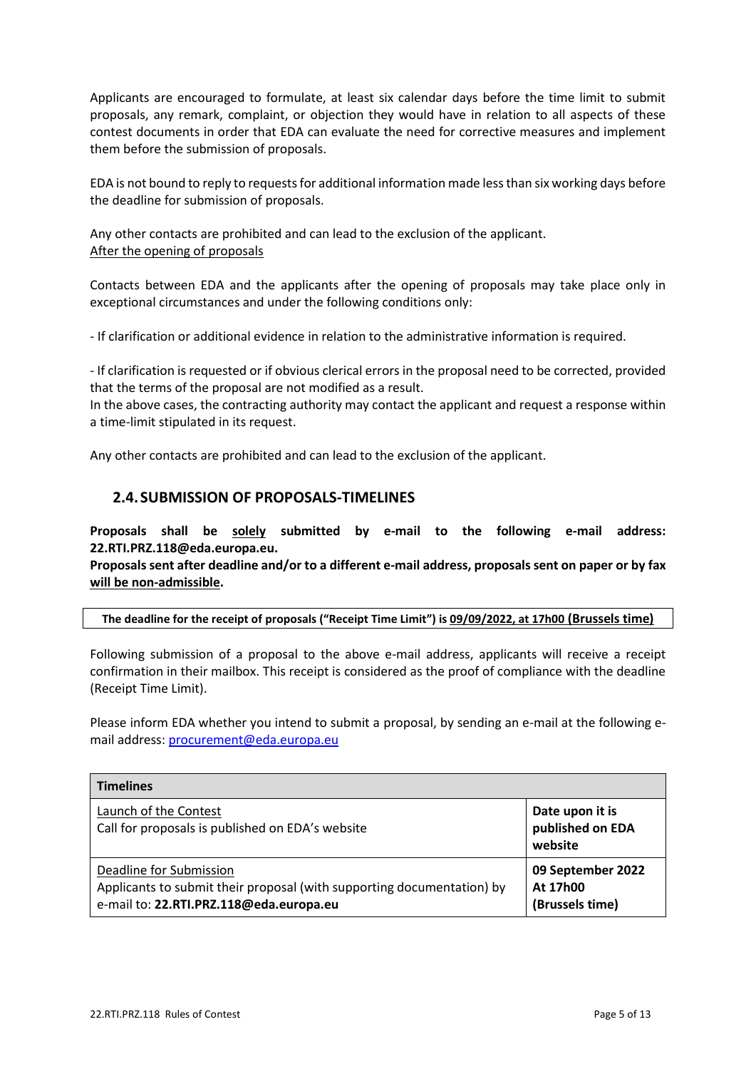Applicants are encouraged to formulate, at least six calendar days before the time limit to submit proposals, any remark, complaint, or objection they would have in relation to all aspects of these contest documents in order that EDA can evaluate the need for corrective measures and implement them before the submission of proposals.

EDA is not bound to reply to requests for additional information made less than six working days before the deadline for submission of proposals.

Any other contacts are prohibited and can lead to the exclusion of the applicant.

After the opening of proposals

Contacts between EDA and the applicants after the opening of proposals may take place only in exceptional circumstances and under the following conditions only:

- If clarification or additional evidence in relation to the administrative information is required.

- If clarification is requested or if obvious clerical errors in the proposal need to be corrected, provided that the terms of the proposal are not modified as a result.

In the above cases, the contracting authority may contact the applicant and request a response within a time-limit stipulated in its request.

Any other contacts are prohibited and can lead to the exclusion of the applicant.

## 2.4. SUBMISSION OF PROPOSALS-TIMELINES

**Proposals shall be solely submitted by e-mail to the following e-mail address: 22.RTI.PRZ.118@eda.europa.eu.**

**Proposals sent after deadline and/or to a different e-mail address, proposals sent on paper or by fax will be non-admissible.**

**The deadline for the receipt of proposals ("Receipt Time Limit") is 09/09/2022, at 17h00 (Brussels time)**

Following submission of a proposal to the above e-mail address, applicants will receive a receipt confirmation in their mailbox. This receipt is considered as the proof of compliance with the deadline (Receipt Time Limit).

Please inform EDA whether you intend to submit a proposal, by sending an e-mail at the following e-mail address: procurement@eda.europa.eu

| Timelines | |
|---|---|
| Launch of the Contest<br>Call for proposals is published on EDA's website | **Date upon it is published on EDA website** |
| Deadline for Submission<br>Applicants to submit their proposal (with supporting documentation) by e-mail to: **22.RTI.PRZ.118@eda.europa.eu** | **09 September 2022 At 17h00 (Brussels time)** |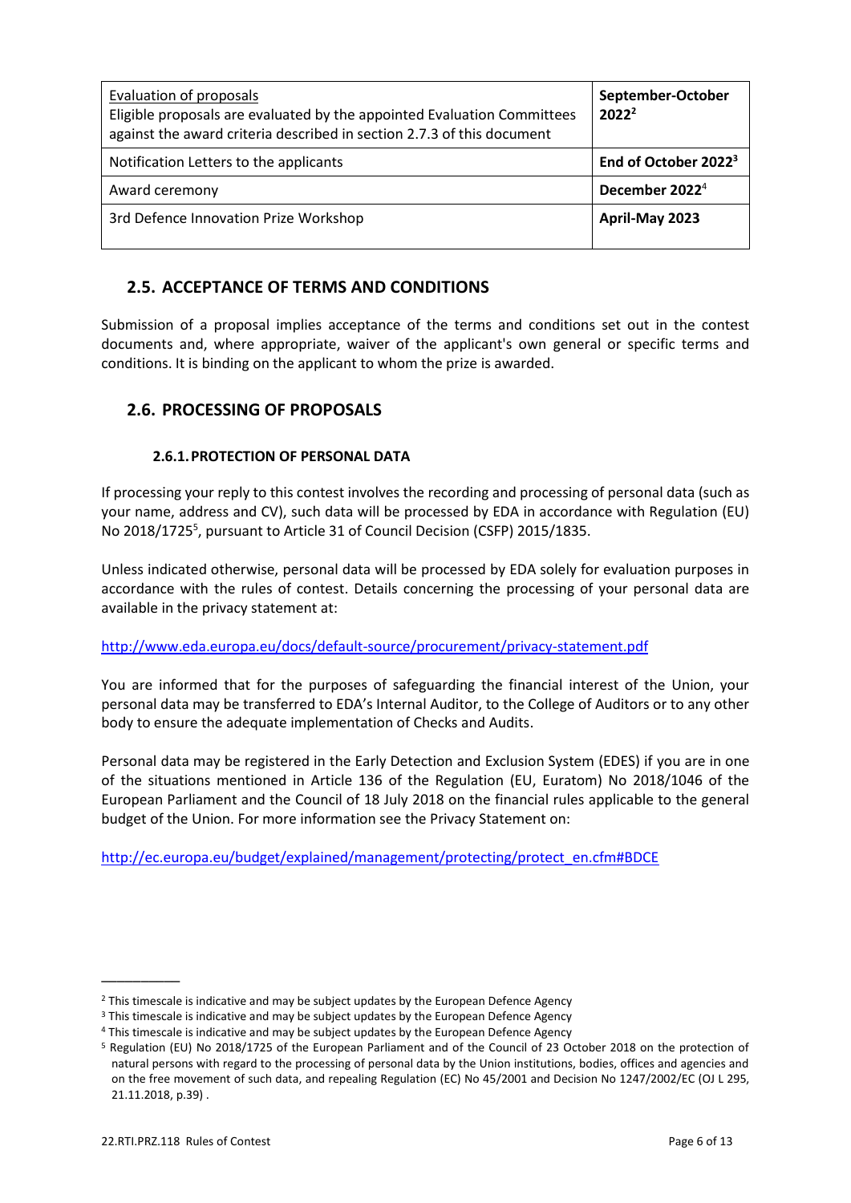| Evaluation of proposals<br>Eligible proposals are evaluated by the appointed Evaluation Committees against the award criteria described in section 2.7.3 of this document | **September-October 2022**[2] |
|---|---|
| Notification Letters to the applicants | **End of October 2022**[3] |
| Award ceremony | **December 2022**[4] |
| 3rd Defence Innovation Prize Workshop | **April-May 2023** |

## 2.5. ACCEPTANCE OF TERMS AND CONDITIONS

Submission of a proposal implies acceptance of the terms and conditions set out in the contest documents and, where appropriate, waiver of the applicant's own general or specific terms and conditions. It is binding on the applicant to whom the prize is awarded.

## 2.6. PROCESSING OF PROPOSALS

### 2.6.1. PROTECTION OF PERSONAL DATA

If processing your reply to this contest involves the recording and processing of personal data (such as your name, address and CV), such data will be processed by EDA in accordance with Regulation (EU) No 2018/1725[5], pursuant to Article 31 of Council Decision (CSFP) 2015/1835.

Unless indicated otherwise, personal data will be processed by EDA solely for evaluation purposes in accordance with the rules of contest. Details concerning the processing of your personal data are available in the privacy statement at:

http://www.eda.europa.eu/docs/default-source/procurement/privacy-statement.pdf

You are informed that for the purposes of safeguarding the financial interest of the Union, your personal data may be transferred to EDA's Internal Auditor, to the College of Auditors or to any other body to ensure the adequate implementation of Checks and Audits.

Personal data may be registered in the Early Detection and Exclusion System (EDES) if you are in one of the situations mentioned in Article 136 of the Regulation (EU, Euratom) No 2018/1046 of the European Parliament and the Council of 18 July 2018 on the financial rules applicable to the general budget of the Union. For more information see the Privacy Statement on:

http://ec.europa.eu/budget/explained/management/protecting/protect_en.cfm#BDCE

---

[2] This timescale is indicative and may be subject updates by the European Defence Agency

[3] This timescale is indicative and may be subject updates by the European Defence Agency

[4] This timescale is indicative and may be subject updates by the European Defence Agency

[5] Regulation (EU) No 2018/1725 of the European Parliament and of the Council of 23 October 2018 on the protection of natural persons with regard to the processing of personal data by the Union institutions, bodies, offices and agencies and on the free movement of such data, and repealing Regulation (EC) No 45/2001 and Decision No 1247/2002/EC (OJ L 295, 21.11.2018, p.39) .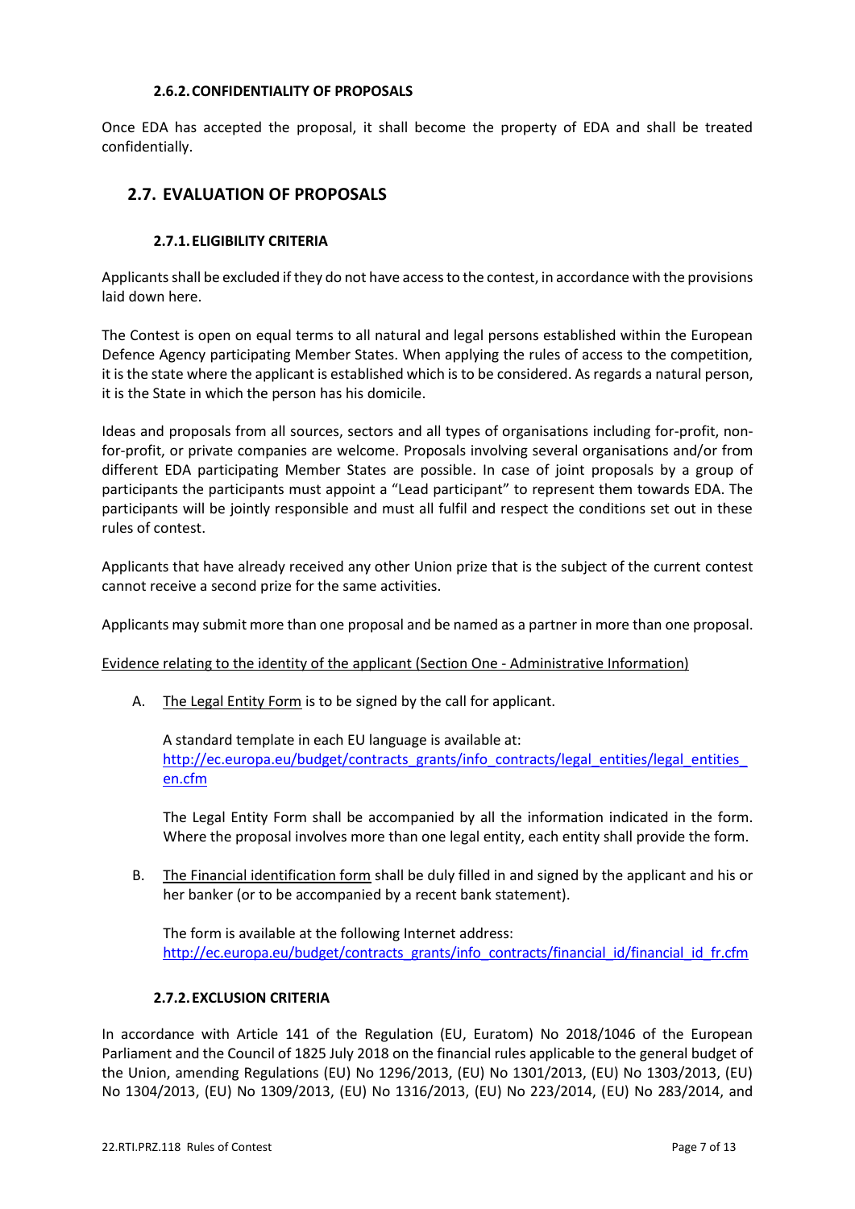#### 2.6.2. CONFIDENTIALITY OF PROPOSALS

Once EDA has accepted the proposal, it shall become the property of EDA and shall be treated confidentially.

## 2.7. EVALUATION OF PROPOSALS

#### 2.7.1. ELIGIBILITY CRITERIA

Applicants shall be excluded if they do not have access to the contest, in accordance with the provisions laid down here.

The Contest is open on equal terms to all natural and legal persons established within the European Defence Agency participating Member States. When applying the rules of access to the competition, it is the state where the applicant is established which is to be considered. As regards a natural person, it is the State in which the person has his domicile.

Ideas and proposals from all sources, sectors and all types of organisations including for-profit, non-for-profit, or private companies are welcome. Proposals involving several organisations and/or from different EDA participating Member States are possible. In case of joint proposals by a group of participants the participants must appoint a "Lead participant" to represent them towards EDA. The participants will be jointly responsible and must all fulfil and respect the conditions set out in these rules of contest.

Applicants that have already received any other Union prize that is the subject of the current contest cannot receive a second prize for the same activities.

Applicants may submit more than one proposal and be named as a partner in more than one proposal.

Evidence relating to the identity of the applicant (Section One - Administrative Information)

A. The Legal Entity Form is to be signed by the call for applicant.

   A standard template in each EU language is available at:
   http://ec.europa.eu/budget/contracts_grants/info_contracts/legal_entities/legal_entities_en.cfm

   The Legal Entity Form shall be accompanied by all the information indicated in the form. Where the proposal involves more than one legal entity, each entity shall provide the form.

B. The Financial identification form shall be duly filled in and signed by the applicant and his or her banker (or to be accompanied by a recent bank statement).

   The form is available at the following Internet address:
   http://ec.europa.eu/budget/contracts_grants/info_contracts/financial_id/financial_id_fr.cfm

#### 2.7.2. EXCLUSION CRITERIA

In accordance with Article 141 of the Regulation (EU, Euratom) No 2018/1046 of the European Parliament and the Council of 1825 July 2018 on the financial rules applicable to the general budget of the Union, amending Regulations (EU) No 1296/2013, (EU) No 1301/2013, (EU) No 1303/2013, (EU) No 1304/2013, (EU) No 1309/2013, (EU) No 1316/2013, (EU) No 223/2014, (EU) No 283/2014, and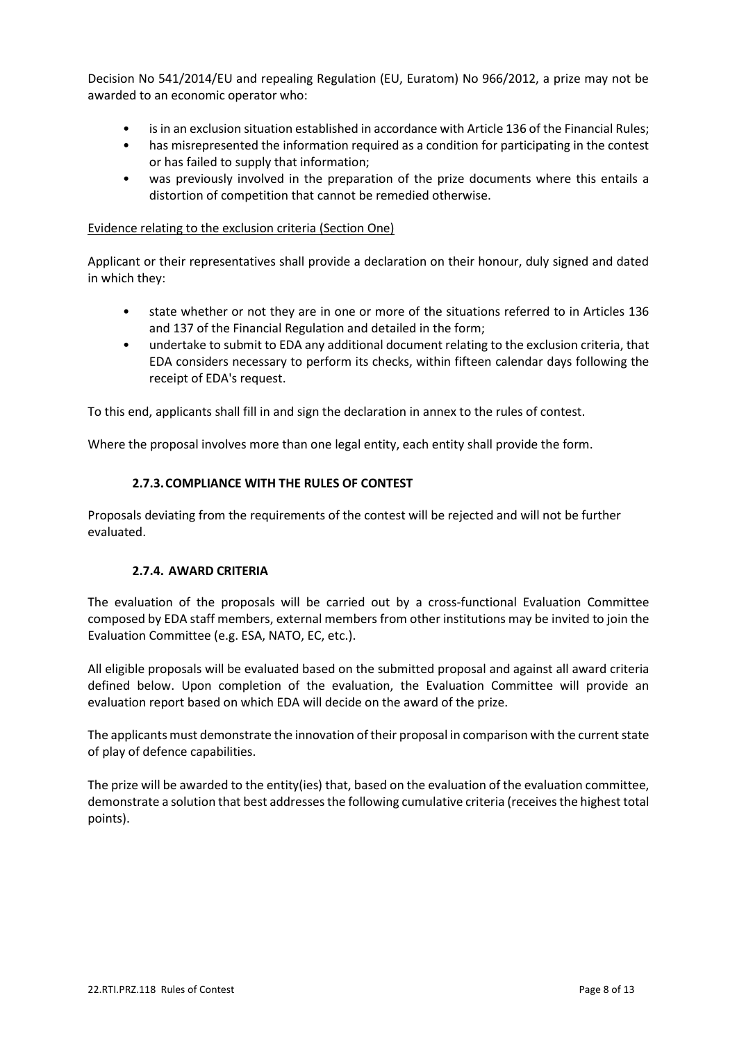Decision No 541/2014/EU and repealing Regulation (EU, Euratom) No 966/2012, a prize may not be awarded to an economic operator who:

- is in an exclusion situation established in accordance with Article 136 of the Financial Rules;
- has misrepresented the information required as a condition for participating in the contest or has failed to supply that information;
- was previously involved in the preparation of the prize documents where this entails a distortion of competition that cannot be remedied otherwise.

Evidence relating to the exclusion criteria (Section One)

Applicant or their representatives shall provide a declaration on their honour, duly signed and dated in which they:

- state whether or not they are in one or more of the situations referred to in Articles 136 and 137 of the Financial Regulation and detailed in the form;
- undertake to submit to EDA any additional document relating to the exclusion criteria, that EDA considers necessary to perform its checks, within fifteen calendar days following the receipt of EDA's request.

To this end, applicants shall fill in and sign the declaration in annex to the rules of contest.

Where the proposal involves more than one legal entity, each entity shall provide the form.

### 2.7.3. COMPLIANCE WITH THE RULES OF CONTEST

Proposals deviating from the requirements of the contest will be rejected and will not be further evaluated.

### 2.7.4. AWARD CRITERIA

The evaluation of the proposals will be carried out by a cross-functional Evaluation Committee composed by EDA staff members, external members from other institutions may be invited to join the Evaluation Committee (e.g. ESA, NATO, EC, etc.).

All eligible proposals will be evaluated based on the submitted proposal and against all award criteria defined below. Upon completion of the evaluation, the Evaluation Committee will provide an evaluation report based on which EDA will decide on the award of the prize.

The applicants must demonstrate the innovation of their proposal in comparison with the current state of play of defence capabilities.

The prize will be awarded to the entity(ies) that, based on the evaluation of the evaluation committee, demonstrate a solution that best addresses the following cumulative criteria (receives the highest total points).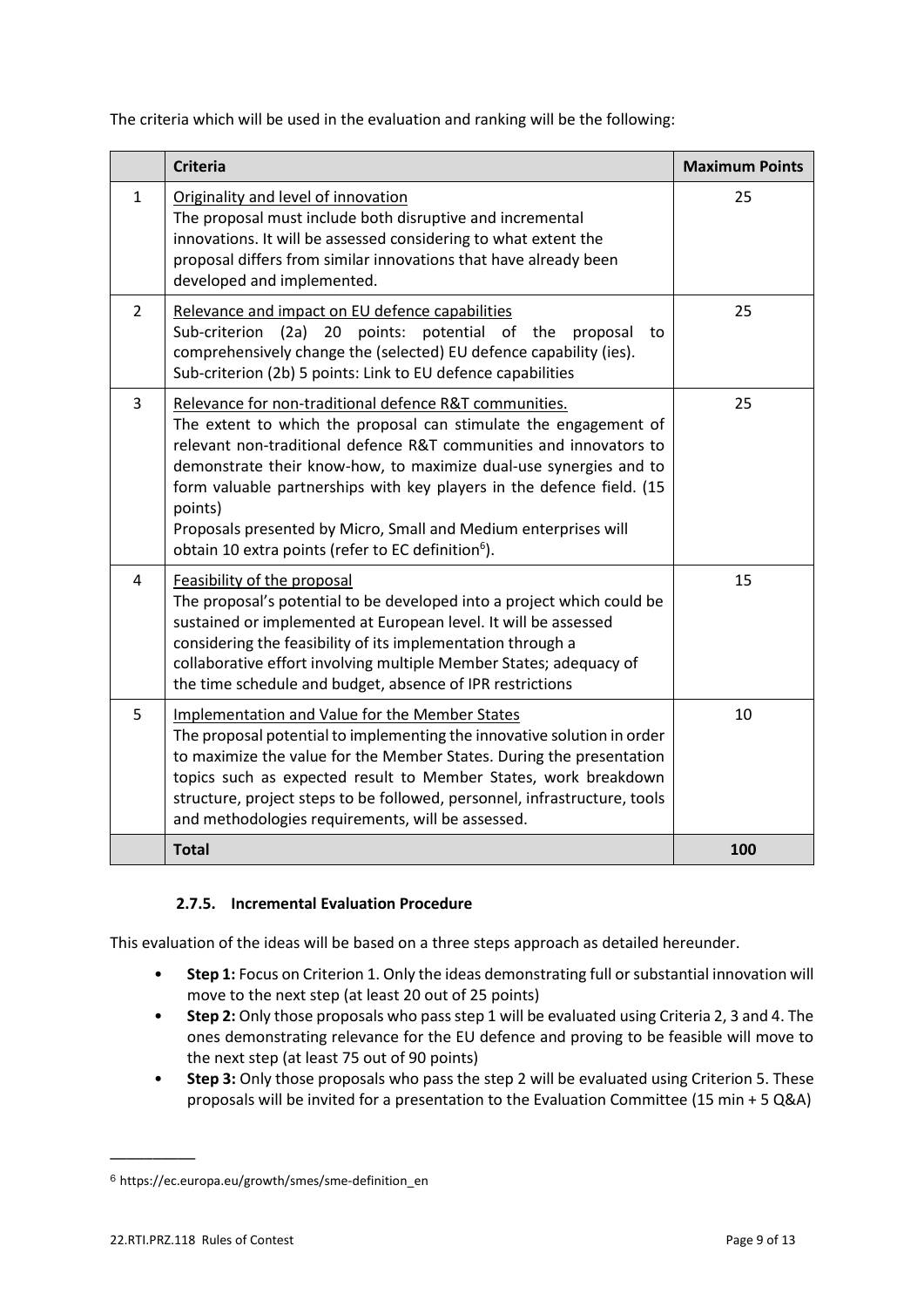The criteria which will be used in the evaluation and ranking will be the following:

| | Criteria | Maximum Points |
|---|---|---|
| 1 | Originality and level of innovation<br>The proposal must include both disruptive and incremental innovations. It will be assessed considering to what extent the proposal differs from similar innovations that have already been developed and implemented. | 25 |
| 2 | Relevance and impact on EU defence capabilities<br>Sub-criterion (2a) 20 points: potential of the proposal to comprehensively change the (selected) EU defence capability (ies).<br>Sub-criterion (2b) 5 points: Link to EU defence capabilities | 25 |
| 3 | Relevance for non-traditional defence R&T communities.<br>The extent to which the proposal can stimulate the engagement of relevant non-traditional defence R&T communities and innovators to demonstrate their know-how, to maximize dual-use synergies and to form valuable partnerships with key players in the defence field. (15 points)<br>Proposals presented by Micro, Small and Medium enterprises will obtain 10 extra points (refer to EC definition[6]). | 25 |
| 4 | Feasibility of the proposal<br>The proposal's potential to be developed into a project which could be sustained or implemented at European level. It will be assessed considering the feasibility of its implementation through a collaborative effort involving multiple Member States; adequacy of the time schedule and budget, absence of IPR restrictions | 15 |
| 5 | Implementation and Value for the Member States<br>The proposal potential to implementing the innovative solution in order to maximize the value for the Member States. During the presentation topics such as expected result to Member States, work breakdown structure, project steps to be followed, personnel, infrastructure, tools and methodologies requirements, will be assessed. | 10 |
| | **Total** | **100** |

### 2.7.5. Incremental Evaluation Procedure

This evaluation of the ideas will be based on a three steps approach as detailed hereunder.

- **Step 1:** Focus on Criterion 1. Only the ideas demonstrating full or substantial innovation will move to the next step (at least 20 out of 25 points)
- **Step 2:** Only those proposals who pass step 1 will be evaluated using Criteria 2, 3 and 4. The ones demonstrating relevance for the EU defence and proving to be feasible will move to the next step (at least 75 out of 90 points)
- **Step 3:** Only those proposals who pass the step 2 will be evaluated using Criterion 5. These proposals will be invited for a presentation to the Evaluation Committee (15 min + 5 Q&A)

---

[6] https://ec.europa.eu/growth/smes/sme-definition_en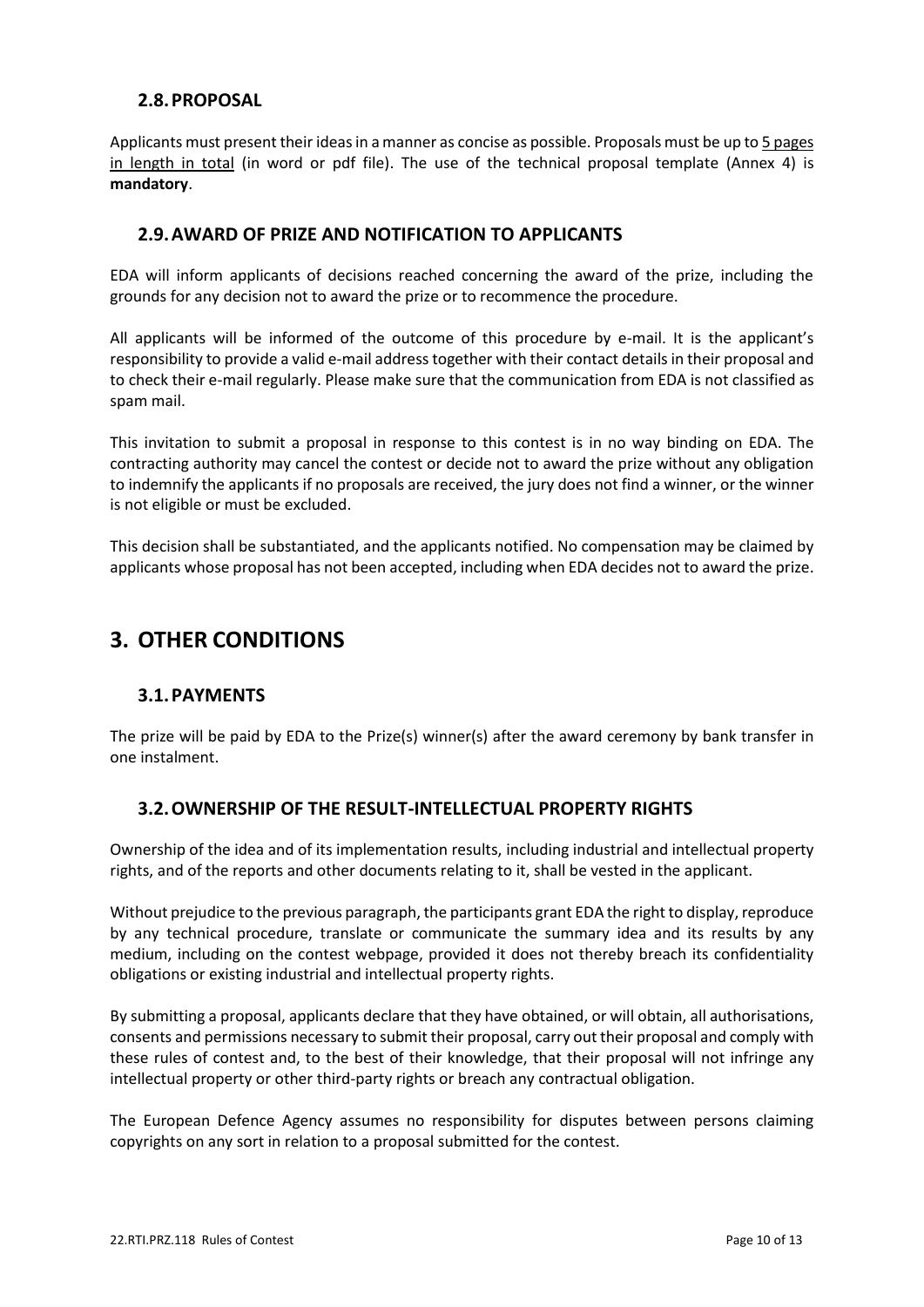### 2.8. PROPOSAL

Applicants must present their ideas in a manner as concise as possible. Proposals must be up to 5 pages in length in total (in word or pdf file). The use of the technical proposal template (Annex 4) is **mandatory**.

### 2.9. AWARD OF PRIZE AND NOTIFICATION TO APPLICANTS

EDA will inform applicants of decisions reached concerning the award of the prize, including the grounds for any decision not to award the prize or to recommence the procedure.

All applicants will be informed of the outcome of this procedure by e-mail. It is the applicant's responsibility to provide a valid e-mail address together with their contact details in their proposal and to check their e-mail regularly. Please make sure that the communication from EDA is not classified as spam mail.

This invitation to submit a proposal in response to this contest is in no way binding on EDA. The contracting authority may cancel the contest or decide not to award the prize without any obligation to indemnify the applicants if no proposals are received, the jury does not find a winner, or the winner is not eligible or must be excluded.

This decision shall be substantiated, and the applicants notified. No compensation may be claimed by applicants whose proposal has not been accepted, including when EDA decides not to award the prize.

## 3. OTHER CONDITIONS

### 3.1. PAYMENTS

The prize will be paid by EDA to the Prize(s) winner(s) after the award ceremony by bank transfer in one instalment.

### 3.2. OWNERSHIP OF THE RESULT-INTELLECTUAL PROPERTY RIGHTS

Ownership of the idea and of its implementation results, including industrial and intellectual property rights, and of the reports and other documents relating to it, shall be vested in the applicant.

Without prejudice to the previous paragraph, the participants grant EDA the right to display, reproduce by any technical procedure, translate or communicate the summary idea and its results by any medium, including on the contest webpage, provided it does not thereby breach its confidentiality obligations or existing industrial and intellectual property rights.

By submitting a proposal, applicants declare that they have obtained, or will obtain, all authorisations, consents and permissions necessary to submit their proposal, carry out their proposal and comply with these rules of contest and, to the best of their knowledge, that their proposal will not infringe any intellectual property or other third-party rights or breach any contractual obligation.

The European Defence Agency assumes no responsibility for disputes between persons claiming copyrights on any sort in relation to a proposal submitted for the contest.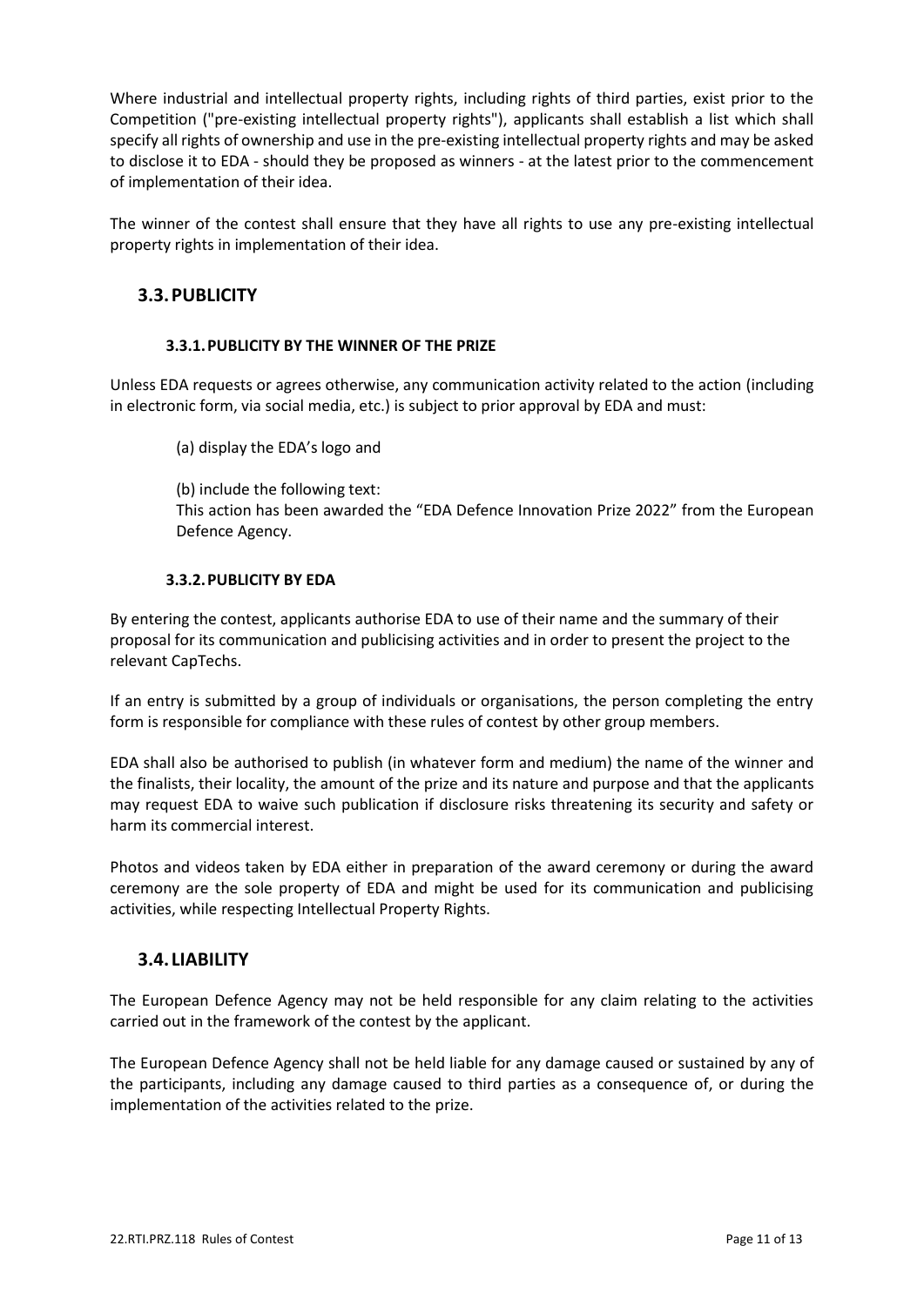Where industrial and intellectual property rights, including rights of third parties, exist prior to the Competition ("pre-existing intellectual property rights"), applicants shall establish a list which shall specify all rights of ownership and use in the pre-existing intellectual property rights and may be asked to disclose it to EDA - should they be proposed as winners - at the latest prior to the commencement of implementation of their idea.

The winner of the contest shall ensure that they have all rights to use any pre-existing intellectual property rights in implementation of their idea.

## 3.3. PUBLICITY

### 3.3.1. PUBLICITY BY THE WINNER OF THE PRIZE

Unless EDA requests or agrees otherwise, any communication activity related to the action (including in electronic form, via social media, etc.) is subject to prior approval by EDA and must:

(a) display the EDA's logo and

(b) include the following text:
This action has been awarded the "EDA Defence Innovation Prize 2022" from the European Defence Agency.

### 3.3.2. PUBLICITY BY EDA

By entering the contest, applicants authorise EDA to use of their name and the summary of their proposal for its communication and publicising activities and in order to present the project to the relevant CapTechs.

If an entry is submitted by a group of individuals or organisations, the person completing the entry form is responsible for compliance with these rules of contest by other group members.

EDA shall also be authorised to publish (in whatever form and medium) the name of the winner and the finalists, their locality, the amount of the prize and its nature and purpose and that the applicants may request EDA to waive such publication if disclosure risks threatening its security and safety or harm its commercial interest.

Photos and videos taken by EDA either in preparation of the award ceremony or during the award ceremony are the sole property of EDA and might be used for its communication and publicising activities, while respecting Intellectual Property Rights.

## 3.4. LIABILITY

The European Defence Agency may not be held responsible for any claim relating to the activities carried out in the framework of the contest by the applicant.

The European Defence Agency shall not be held liable for any damage caused or sustained by any of the participants, including any damage caused to third parties as a consequence of, or during the implementation of the activities related to the prize.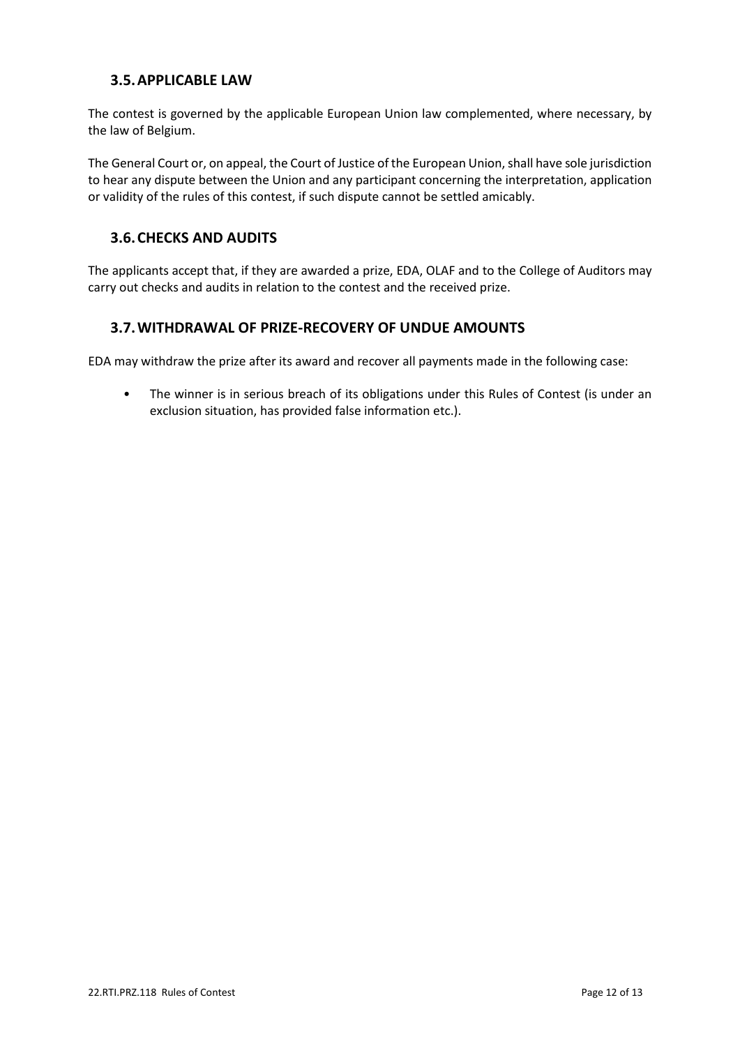## 3.5. APPLICABLE LAW

The contest is governed by the applicable European Union law complemented, where necessary, by the law of Belgium.

The General Court or, on appeal, the Court of Justice of the European Union, shall have sole jurisdiction to hear any dispute between the Union and any participant concerning the interpretation, application or validity of the rules of this contest, if such dispute cannot be settled amicably.

## 3.6. CHECKS AND AUDITS

The applicants accept that, if they are awarded a prize, EDA, OLAF and to the College of Auditors may carry out checks and audits in relation to the contest and the received prize.

## 3.7. WITHDRAWAL OF PRIZE-RECOVERY OF UNDUE AMOUNTS

EDA may withdraw the prize after its award and recover all payments made in the following case:

- The winner is in serious breach of its obligations under this Rules of Contest (is under an exclusion situation, has provided false information etc.).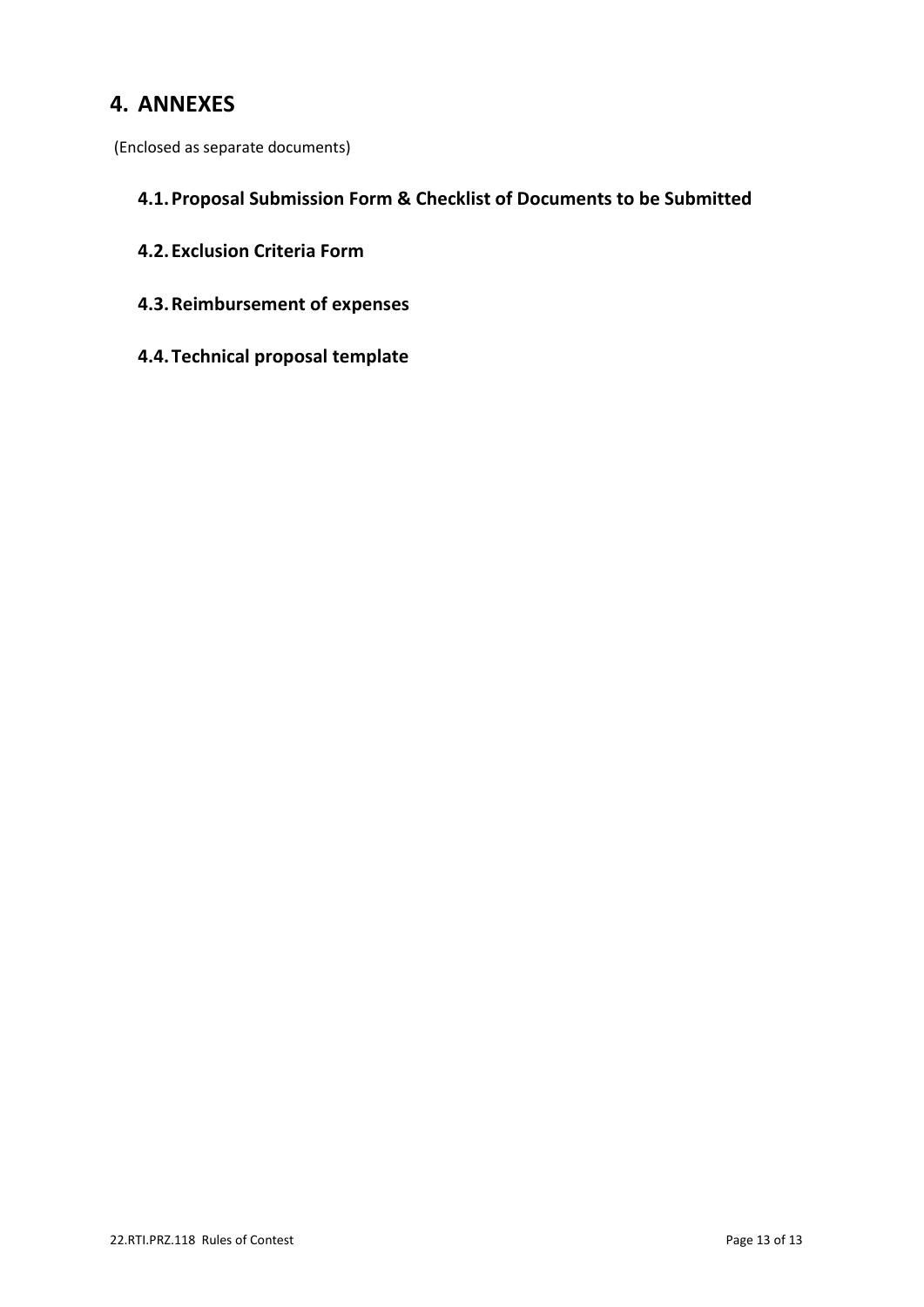# 4. ANNEXES

(Enclosed as separate documents)

## 4.1. Proposal Submission Form & Checklist of Documents to be Submitted

## 4.2. Exclusion Criteria Form

## 4.3. Reimbursement of expenses

## 4.4. Technical proposal template